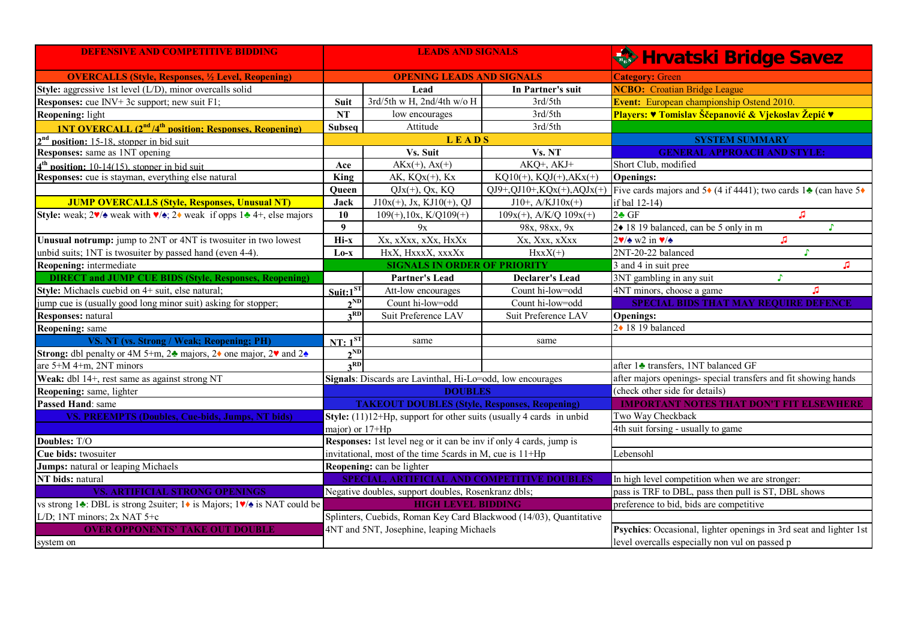# Hrvatski Bridge Savez

**Category:** Green
**NCBO:** Croatian Bridge League
**Event:** European championship Ostend 2010.
**Players:** ♥ Tomislav Šćepanović & Vjekoslav Žepić ♥

## DEFENSIVE AND COMPETITIVE BIDDING

### OVERCALLS (Style, Responses, ½ Level, Reopening)

**Style:** aggressive 1st level (L/D), minor overcalls solid
**Responses:** cue INV+ 3c support; new suit F1;
**Reopening:** light

### 1NT OVERCALL (2nd/4th position; Responses, Reopening)

**2nd position:** 15-18, stopper in bid suit
**Responses:** same as 1NT opening
**4th position:** 10-14(15), stopper in bid suit
**Responses:** cue is stayman, everything else natural

### JUMP OVERCALLS (Style, Responses, Unusual NT)

**Style:** weak; 2♥/♠ weak with ♥/♠; 2♦ weak if opps 1♣ 4+, else majors

**Unusual notrump:** jump to 2NT or 4NT is twosuiter in two lowest unbid suits; 1NT is twosuiter by passed hand (even 4-4).
**Reopening:** intermediate

### DIRECT and JUMP CUE BIDS (Style, Responses, Reopening)

**Style:** Michaels cuebid on 4+ suit, else natural;
jump cue is (usually good long minor suit) asking for stopper;
**Responses:** natural
**Reopening:** same

### VS. NT (vs. Strong / Weak; Reopening; PH)

**Strong:** dbl penalty or 4M 5+m, 2♣ majors, 2♦ one major, 2♥ and 2♠ are 5+M 4+m, 2NT minors
**Weak:** dbl 14+, rest same as against strong NT
**Reopening:** same, lighter
**Passed Hand:** same

### VS. PREEMPTS (Doubles, Cue-bids, Jumps, NT bids)

**Doubles:** T/O
**Cue bids:** twosuiter
**Jumps:** natural or leaping Michaels
**NT bids:** natural

### VS. ARTIFICIAL STRONG OPENINGS

vs strong 1♣: DBL is strong 2suiter; 1♦ is Majors; 1♥/♠ is NAT could be L/D; 1NT minors; 2x NAT 5+c

### OVER OPPONENTS' TAKE OUT DOUBLE

system on

## LEADS AND SIGNALS

### OPENING LEADS AND SIGNALS

| | Lead | In Partner's suit |
|---|---|---|
| Suit | 3rd/5th w H, 2nd/4th w/o H | 3rd/5th |
| NT | low encourages | 3rd/5th |
| Subseq | Attitude | 3rd/5th |

### LEADS

| | Vs. Suit | Vs. NT |
|---|---|---|
| Ace | AKx(+), Ax(+) | AKQ+, AKJ+ |
| King | AK, KQx(+), Kx | KQ10(+), KQJ(+),AKx(+) |
| Queen | QJx(+), Qx, KQ | QJ9+,QJ10+,KQx(+),AQJx(+) |
| Jack | J10x(+), Jx, KJ10(+), QJ | J10+, A/KJ10x(+) |
| 10 | 109(+),10x, K/Q109(+) | 109x(+), A/K/Q 109x(+) |
| 9 | 9x | 98x, 98xx, 9x |
| Hi-x | Xx, xXxx, xXx, HxXx | Xx, Xxx, xXxx |
| Lo-x | HxX, HxxxX, xxxXx | HxxX(+) |

### SIGNALS IN ORDER OF PRIORITY

| | | Partner's Lead | Declarer's Lead |
|---|---|---|---|
| Suit: | 1ST | Att-low encourages | Count hi-low=odd |
| | 2ND | Count hi-low=odd | Count hi-low=odd |
| | 3RD | Suit Preference LAV | Suit Preference LAV |
| NT: | 1ST | same | same |
| | 2ND | | |
| | 3RD | | |

**Signals**: Discards are Lavinthal, Hi-Lo=odd, low encourages

## DOUBLES

### TAKEOUT DOUBLES (Style, Responses, Reopening)

**Style:** (11)12+Hp, support for other suits (usually 4 cards in unbid major) or 17+Hp
**Responses:** 1st level neg or it can be inv if only 4 cards, jump is invitational, most of the time 5cards in M, cue is 11+Hp
**Reopening:** can be lighter

### SPECIAL, ARTIFICIAL AND COMPETITIVE DOUBLES

Negative doubles, support doubles, Rosenkranz dbls;

### HIGH LEVEL BIDDING

Splinters, Cuebids, Roman Key Card Blackwood (14/03), Quantitative 4NT and 5NT, Josephine, leaping Michaels

## SYSTEM SUMMARY

### GENERAL APPROACH AND STYLE:

Short Club, modified

**Openings:**
Five cards majors and 5♦ (4 if 4441); two cards 1♣ (can have 5♦ if bal 12-14)
2♣ GF ♫
2♦ 18 19 balanced, can be 5 only in m ♪
2♥/♠ w2 in ♥/♠ ♫
2NT-20-22 balanced ♪
3 and 4 in suit pree ♫
3NT gambling in any suit ♪
4NT minors, choose a game ♫

### SPECIAL BIDS THAT MAY REQUIRE DEFENCE

**Openings:**
2♦ 18 19 balanced

after 1♣ transfers, 1NT balanced GF
after majors openings- special transfers and fit showing hands
(check other side for details)

### IMPORTANT NOTES THAT DON'T FIT ELSEWHERE

Two Way Checkback
4th suit forcing - usually to game

Lebensohl

In high level competition when we are stronger:
pass is TRF to DBL, pass then pull is ST, DBL shows preference to bid, bids are competitive

**Psychics**: Occasional, lighter openings in 3rd seat and lighter 1st level overcalls especially non vul on passed p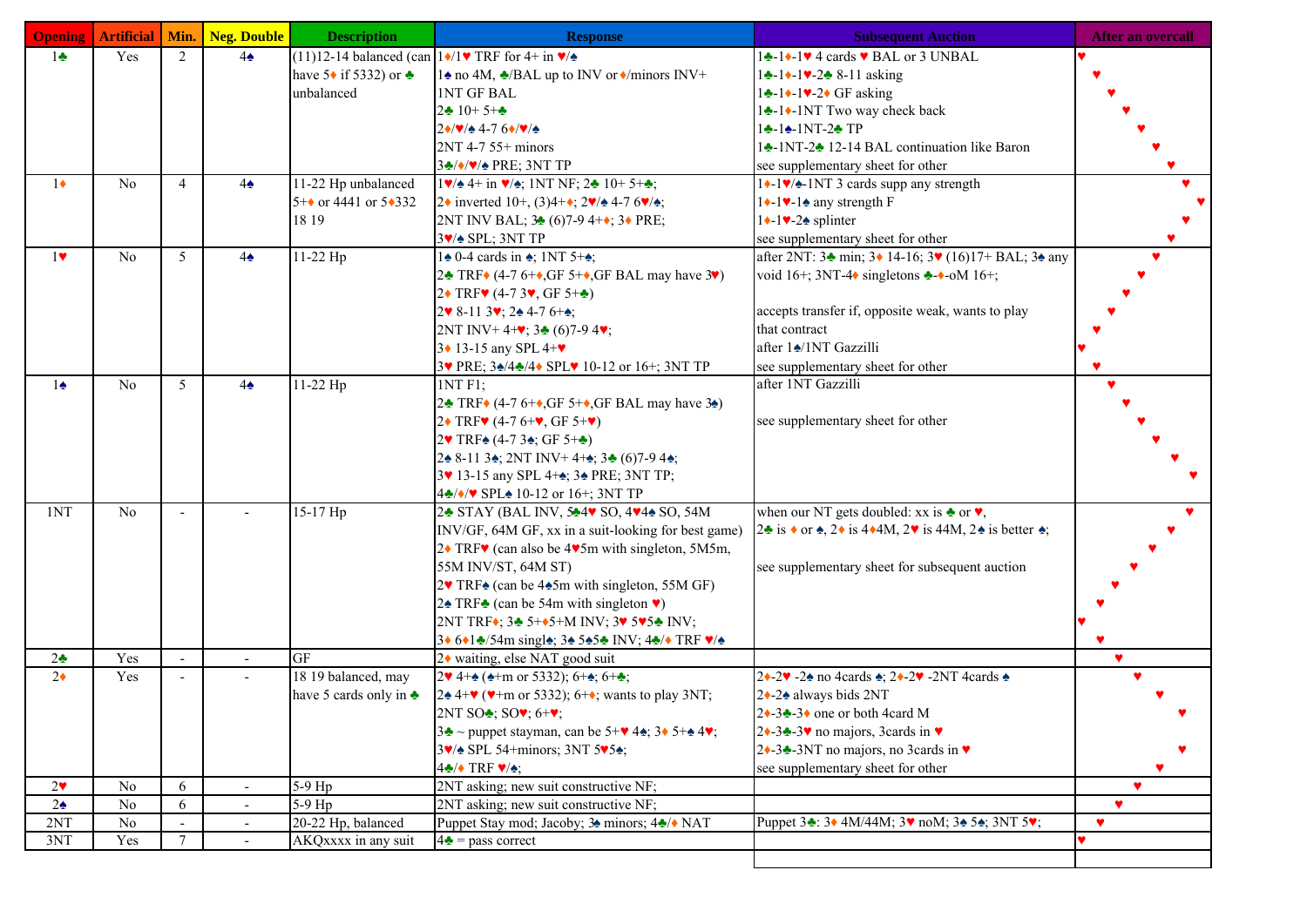| Opening | Artificial | Min. | Neg. Double | Description | Response | Subsequent Auction | After an overcall |
|---|---|---|---|---|---|---|---|
| 1♣ | Yes | 2 | 4♠ | (11)12-14 balanced (can have 5♦ if 5332) or ♣ unbalanced | 1♦/1♥ TRF for 4+ in ♥/♠<br>1♠ no 4M, ♣/BAL up to INV or ♦/minors INV+<br>1NT GF BAL<br>2♣ 10+ 5+♣<br>2♦/♥/♠ 4-7 6♦/♥/♠<br>2NT 4-7 55+ minors<br>3♣/♦/♥/♠ PRE; 3NT TP | 1♣-1♦-1♥ 4 cards ♥ BAL or 3 UNBAL<br>1♣-1♦-1♥-2♣ 8-11 asking<br>1♣-1♦-1♥-2♦ GF asking<br>1♣-1♦-1NT Two way check back<br>1♣-1♠-1NT-2♣ TP<br>1♣-1NT-2♣ 12-14 BAL continuation like Baron<br>see supplementary sheet for other | ♥ |
| 1♦ | No | 4 | 4♠ | 11-22 Hp unbalanced 5+♦ or 4441 or 5♦332 18 19 | 1♥/♠ 4+ in ♥/♠; 1NT NF; 2♣ 10+ 5+♣;<br>2♦ inverted 10+, (3)4+♦; 2♥/♠ 4-7 6♥/♠;<br>2NT INV BAL; 3♣ (6)7-9 4+♦; 3♦ PRE;<br>3♥/♠ SPL; 3NT TP | 1♦-1♥/♠-1NT 3 cards supp any strength<br>1♦-1♥-1♠ any strength F<br>1♦-1♥-2♠ splinter<br>see supplementary sheet for other | ♥ |
| 1♥ | No | 5 | 4♠ | 11-22 Hp | 1♠ 0-4 cards in ♠; 1NT 5+♠;<br>2♣ TRF♦ (4-7 6+♦,GF 5+♦,GF BAL may have 3♥)<br>2♦ TRF♥ (4-7 3♥, GF 5+♣)<br>2♥ 8-11 3♥; 2♠ 4-7 6+♠;<br>2NT INV+ 4+♥; 3♣ (6)7-9 4♥;<br>3♦ 13-15 any SPL 4+♥<br>3♥ PRE; 3♠/4♣/4♦ SPL♥ 10-12 or 16+; 3NT TP | after 2NT: 3♣ min; 3♦ 14-16; 3♥ (16)17+ BAL; 3♠ any void 16+; 3NT-4♦ singletons ♣-♦-oM 16+;<br><br>accepts transfer if, opposite weak, wants to play that contract<br>after 1♠/1NT Gazzilli<br>see supplementary sheet for other | ♥ |
| 1♠ | No | 5 | 4♠ | 11-22 Hp | 1NT F1;<br>2♣ TRF♦ (4-7 6+♦,GF 5+♦,GF BAL may have 3♠)<br>2♦ TRF♥ (4-7 6+♥, GF 5+♥)<br>2♥ TRF♠ (4-7 3♠; GF 5+♣)<br>2♠ 8-11 3♠; 2NT INV+ 4+♠; 3♣ (6)7-9 4♠;<br>3♥ 13-15 any SPL 4+♠; 3♠ PRE; 3NT TP;<br>4♣/♦/♥ SPL♠ 10-12 or 16+; 3NT TP | after 1NT Gazzilli<br><br>see supplementary sheet for other | ♥ |
| 1NT | No | - | - | 15-17 Hp | 2♣ STAY (BAL INV, 5♣4♥ SO, 4♥4♠ SO, 54M INV/GF, 64M GF, xx in a suit-looking for best game)<br>2♦ TRF♥ (can also be 4♥5m with singleton, 5M5m, 55M INV/ST, 64M ST)<br>2♥ TRF♠ (can be 4♠5m with singleton, 55M GF)<br>2♠ TRF♣ (can be 54m with singleton ♥)<br>2NT TRF♦; 3♣ 5+♦5+M INV; 3♥ 5♥5♣ INV;<br>3♦ 6♥1♣/54m singl♠; 3♠ 5♠5♣ INV; 4♣/♦ TRF ♥/♠ | when our NT gets doubled: xx is ♣ or ♥,<br>2♣ is ♦ or ♠, 2♦ is 4♦4M, 2♥ is 44M, 2♠ is better ♠;<br><br>see supplementary sheet for subsequent auction | ♥ |
| 2♣ | Yes | - | - | GF | 2♦ waiting, else NAT good suit | | ♥ |
| 2♦ | Yes | - | - | 18 19 balanced, may have 5 cards only in ♣ | 2♥ 4+♠ (♠+m or 5332); 6+♠; 6+♣;<br>2♠ 4+♥ (♥+m or 5332); 6+♦; wants to play 3NT;<br>2NT SO♣; SO♥; 6+♥;<br>3♣ ~ puppet stayman, can be 5+♥ 4♠; 3♦ 5+♠ 4♥;<br>3♥/♠ SPL 54+minors; 3NT 5♥5♠;<br>4♣/♦ TRF ♥/♠; | 2♦-2♥ -2♠ no 4cards ♠; 2♦-2♥ -2NT 4cards ♠<br>2♦-2♠ always bids 2NT<br>2♦-3♣-3♦ one or both 4card M<br>2♦-3♣-3♥ no majors, 3cards in ♥<br>2♦-3♣-3NT no majors, no 3cards in ♥<br>see supplementary sheet for other | ♥ |
| 2♥ | No | 6 | - | 5-9 Hp | 2NT asking; new suit constructive NF; | | ♥ |
| 2♠ | No | 6 | - | 5-9 Hp | 2NT asking; new suit constructive NF; | | ♥ |
| 2NT | No | - | - | 20-22 Hp, balanced | Puppet Stay mod; Jacoby; 3♠ minors; 4♣/♦ NAT | Puppet 3♣: 3♦ 4M/44M; 3♥ noM; 3♠ 5♠; 3NT 5♥; | ♥ |
| 3NT | Yes | 7 | - | AKQxxxx in any suit | 4♣ = pass correct | | ♥ |